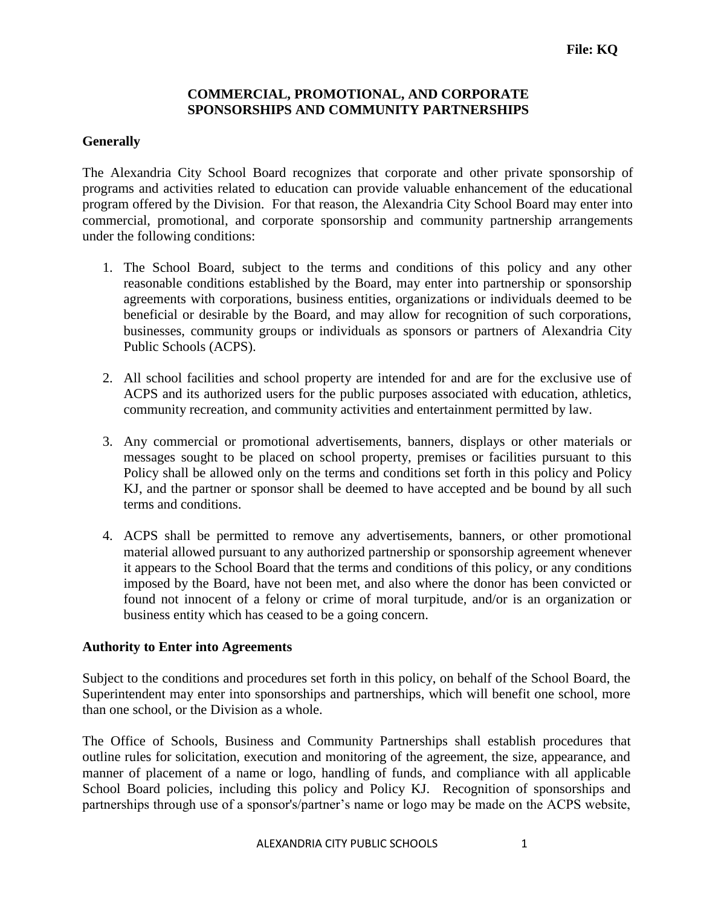**File: KQ**

# COMMERCIAL, PROMOTIONAL, AND CORPORATE SPONSORSHIPS AND COMMUNITY PARTNERSHIPS

## Generally

The Alexandria City School Board recognizes that corporate and other private sponsorship of programs and activities related to education can provide valuable enhancement of the educational program offered by the Division. For that reason, the Alexandria City School Board may enter into commercial, promotional, and corporate sponsorship and community partnership arrangements under the following conditions:

1. The School Board, subject to the terms and conditions of this policy and any other reasonable conditions established by the Board, may enter into partnership or sponsorship agreements with corporations, business entities, organizations or individuals deemed to be beneficial or desirable by the Board, and may allow for recognition of such corporations, businesses, community groups or individuals as sponsors or partners of Alexandria City Public Schools (ACPS).

2. All school facilities and school property are intended for and are for the exclusive use of ACPS and its authorized users for the public purposes associated with education, athletics, community recreation, and community activities and entertainment permitted by law.

3. Any commercial or promotional advertisements, banners, displays or other materials or messages sought to be placed on school property, premises or facilities pursuant to this Policy shall be allowed only on the terms and conditions set forth in this policy and Policy KJ, and the partner or sponsor shall be deemed to have accepted and be bound by all such terms and conditions.

4. ACPS shall be permitted to remove any advertisements, banners, or other promotional material allowed pursuant to any authorized partnership or sponsorship agreement whenever it appears to the School Board that the terms and conditions of this policy, or any conditions imposed by the Board, have not been met, and also where the donor has been convicted or found not innocent of a felony or crime of moral turpitude, and/or is an organization or business entity which has ceased to be a going concern.

## Authority to Enter into Agreements

Subject to the conditions and procedures set forth in this policy, on behalf of the School Board, the Superintendent may enter into sponsorships and partnerships, which will benefit one school, more than one school, or the Division as a whole.

The Office of Schools, Business and Community Partnerships shall establish procedures that outline rules for solicitation, execution and monitoring of the agreement, the size, appearance, and manner of placement of a name or logo, handling of funds, and compliance with all applicable School Board policies, including this policy and Policy KJ. Recognition of sponsorships and partnerships through use of a sponsor's/partner's name or logo may be made on the ACPS website,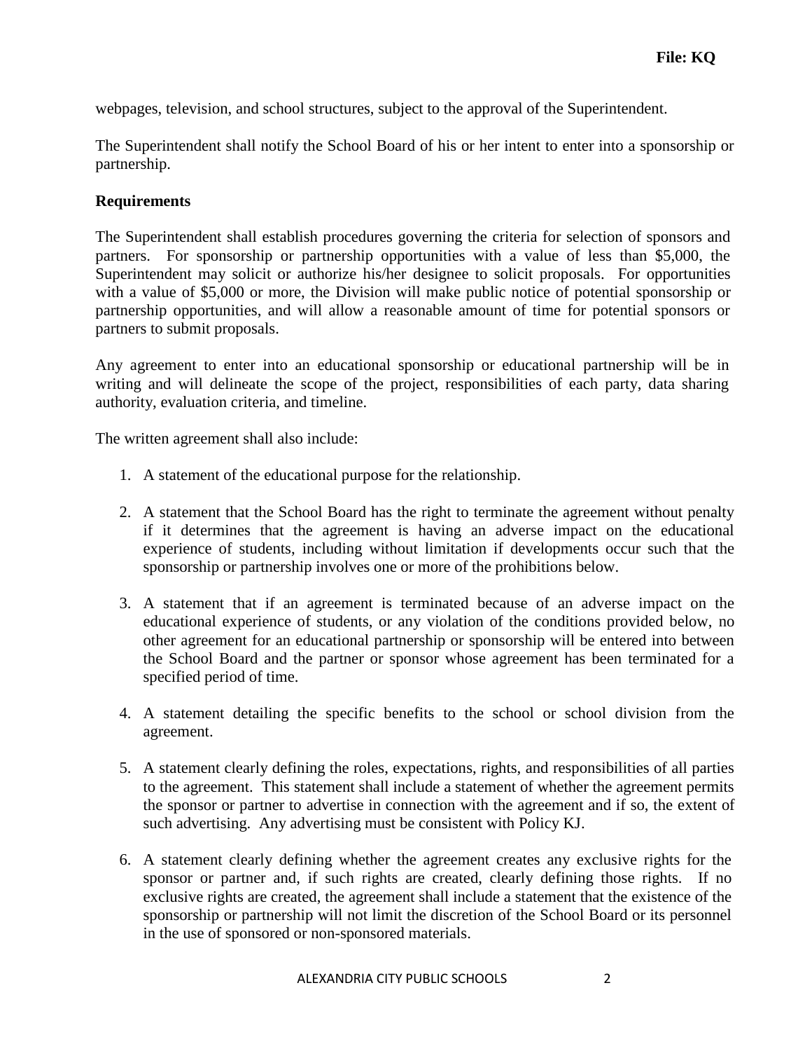webpages, television, and school structures, subject to the approval of the Superintendent.

The Superintendent shall notify the School Board of his or her intent to enter into a sponsorship or partnership.

**Requirements**

The Superintendent shall establish procedures governing the criteria for selection of sponsors and partners. For sponsorship or partnership opportunities with a value of less than $5,000, the Superintendent may solicit or authorize his/her designee to solicit proposals. For opportunities with a value of $5,000 or more, the Division will make public notice of potential sponsorship or partnership opportunities, and will allow a reasonable amount of time for potential sponsors or partners to submit proposals.

Any agreement to enter into an educational sponsorship or educational partnership will be in writing and will delineate the scope of the project, responsibilities of each party, data sharing authority, evaluation criteria, and timeline.

The written agreement shall also include:

1. A statement of the educational purpose for the relationship.
2. A statement that the School Board has the right to terminate the agreement without penalty if it determines that the agreement is having an adverse impact on the educational experience of students, including without limitation if developments occur such that the sponsorship or partnership involves one or more of the prohibitions below.
3. A statement that if an agreement is terminated because of an adverse impact on the educational experience of students, or any violation of the conditions provided below, no other agreement for an educational partnership or sponsorship will be entered into between the School Board and the partner or sponsor whose agreement has been terminated for a specified period of time.
4. A statement detailing the specific benefits to the school or school division from the agreement.
5. A statement clearly defining the roles, expectations, rights, and responsibilities of all parties to the agreement. This statement shall include a statement of whether the agreement permits the sponsor or partner to advertise in connection with the agreement and if so, the extent of such advertising. Any advertising must be consistent with Policy KJ.
6. A statement clearly defining whether the agreement creates any exclusive rights for the sponsor or partner and, if such rights are created, clearly defining those rights. If no exclusive rights are created, the agreement shall include a statement that the existence of the sponsorship or partnership will not limit the discretion of the School Board or its personnel in the use of sponsored or non-sponsored materials.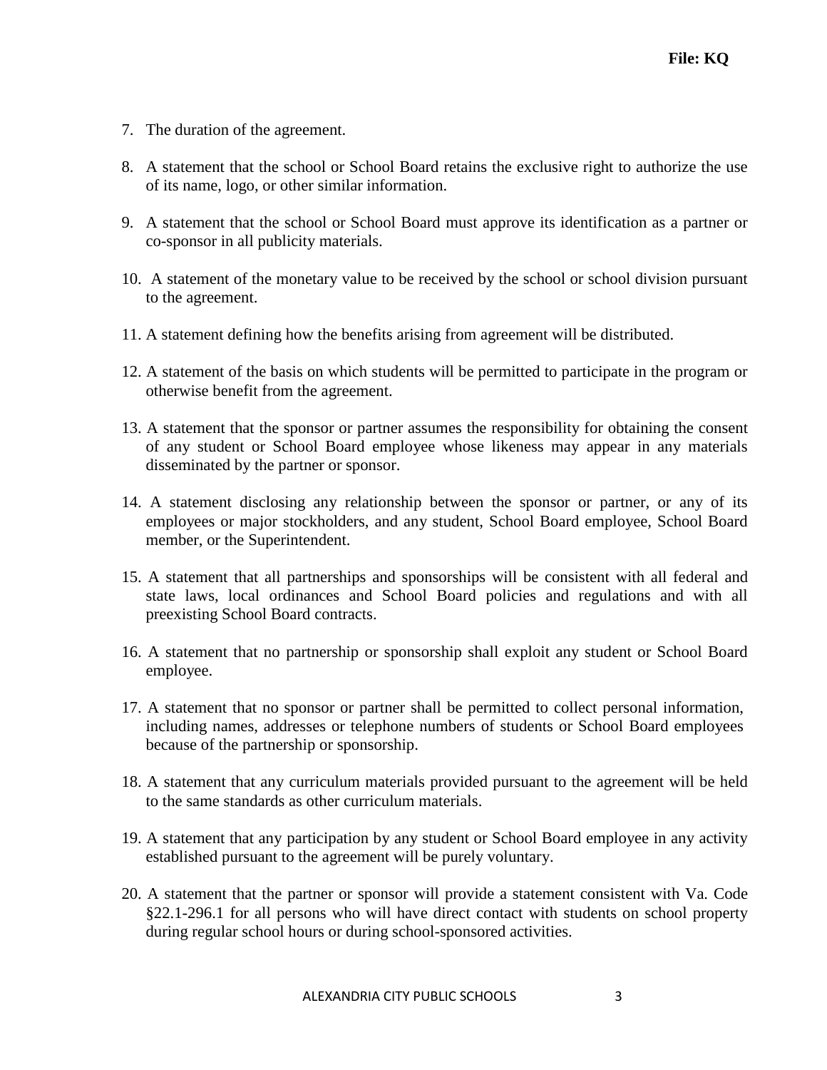7. The duration of the agreement.

8. A statement that the school or School Board retains the exclusive right to authorize the use of its name, logo, or other similar information.

9. A statement that the school or School Board must approve its identification as a partner or co-sponsor in all publicity materials.

10. A statement of the monetary value to be received by the school or school division pursuant to the agreement.

11. A statement defining how the benefits arising from agreement will be distributed.

12. A statement of the basis on which students will be permitted to participate in the program or otherwise benefit from the agreement.

13. A statement that the sponsor or partner assumes the responsibility for obtaining the consent of any student or School Board employee whose likeness may appear in any materials disseminated by the partner or sponsor.

14. A statement disclosing any relationship between the sponsor or partner, or any of its employees or major stockholders, and any student, School Board employee, School Board member, or the Superintendent.

15. A statement that all partnerships and sponsorships will be consistent with all federal and state laws, local ordinances and School Board policies and regulations and with all preexisting School Board contracts.

16. A statement that no partnership or sponsorship shall exploit any student or School Board employee.

17. A statement that no sponsor or partner shall be permitted to collect personal information, including names, addresses or telephone numbers of students or School Board employees because of the partnership or sponsorship.

18. A statement that any curriculum materials provided pursuant to the agreement will be held to the same standards as other curriculum materials.

19. A statement that any participation by any student or School Board employee in any activity established pursuant to the agreement will be purely voluntary.

20. A statement that the partner or sponsor will provide a statement consistent with Va. Code §22.1-296.1 for all persons who will have direct contact with students on school property during regular school hours or during school-sponsored activities.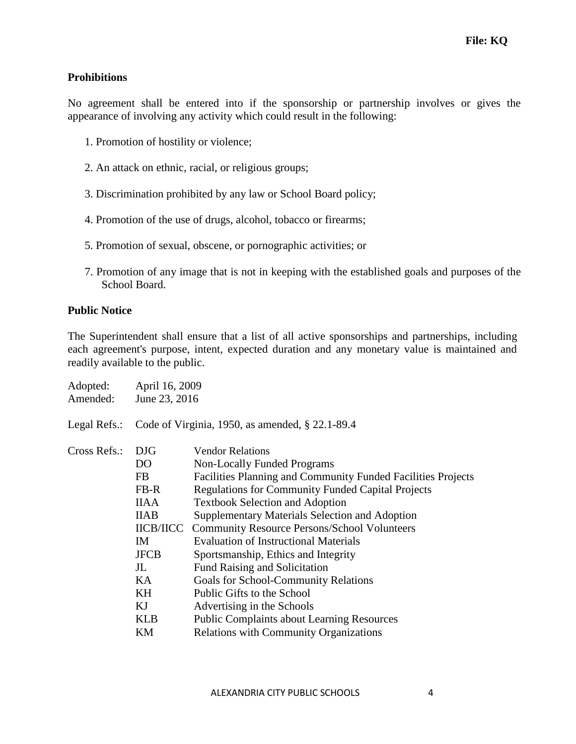**File: KQ**

**Prohibitions**

No agreement shall be entered into if the sponsorship or partnership involves or gives the appearance of involving any activity which could result in the following:

1. Promotion of hostility or violence;

2. An attack on ethnic, racial, or religious groups;

3. Discrimination prohibited by any law or School Board policy;

4. Promotion of the use of drugs, alcohol, tobacco or firearms;

5. Promotion of sexual, obscene, or pornographic activities; or

7. Promotion of any image that is not in keeping with the established goals and purposes of the School Board.

**Public Notice**

The Superintendent shall ensure that a list of all active sponsorships and partnerships, including each agreement's purpose, intent, expected duration and any monetary value is maintained and readily available to the public.

Adopted: April 16, 2009
Amended: June 23, 2016

Legal Refs.: Code of Virginia, 1950, as amended, § 22.1-89.4

| | | |
|---|---|---|
| Cross Refs.: | DJG | Vendor Relations |
| | DO | Non-Locally Funded Programs |
| | FB | Facilities Planning and Community Funded Facilities Projects |
| | FB-R | Regulations for Community Funded Capital Projects |
| | IIAA | Textbook Selection and Adoption |
| | IIAB | Supplementary Materials Selection and Adoption |
| | IICB/IICC | Community Resource Persons/School Volunteers |
| | IM | Evaluation of Instructional Materials |
| | JFCB | Sportsmanship, Ethics and Integrity |
| | JL | Fund Raising and Solicitation |
| | KA | Goals for School-Community Relations |
| | KH | Public Gifts to the School |
| | KJ | Advertising in the Schools |
| | KLB | Public Complaints about Learning Resources |
| | KM | Relations with Community Organizations |